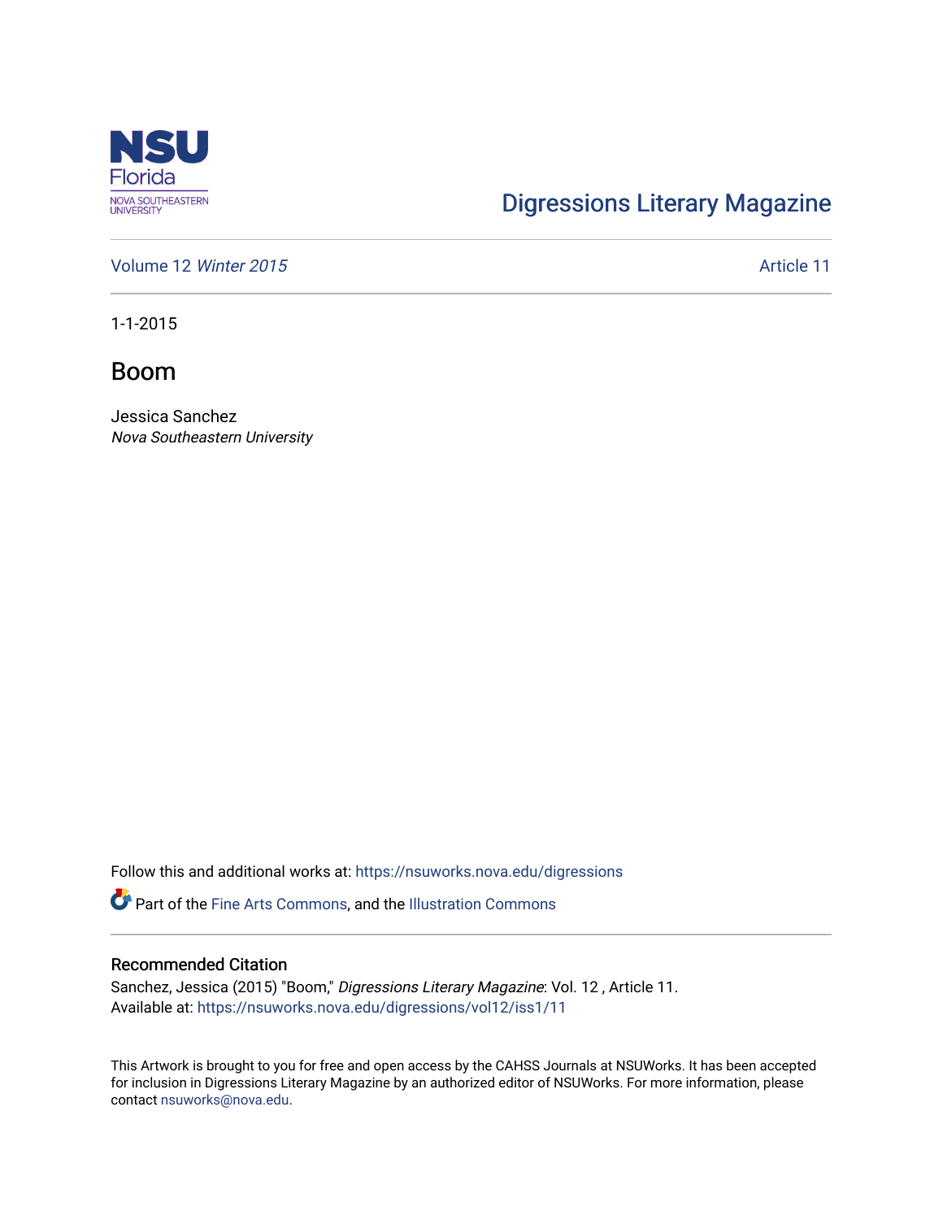NSU Florida
NOVA SOUTHEASTERN UNIVERSITY

Digressions Literary Magazine

Volume 12 *Winter 2015* Article 11

1-1-2015

# Boom

Jessica Sanchez
*Nova Southeastern University*

Follow this and additional works at: https://nsuworks.nova.edu/digressions

Part of the Fine Arts Commons, and the Illustration Commons

## Recommended Citation

Sanchez, Jessica (2015) "Boom," *Digressions Literary Magazine*: Vol. 12 , Article 11.
Available at: https://nsuworks.nova.edu/digressions/vol12/iss1/11

This Artwork is brought to you for free and open access by the CAHSS Journals at NSUWorks. It has been accepted for inclusion in Digressions Literary Magazine by an authorized editor of NSUWorks. For more information, please contact nsuworks@nova.edu.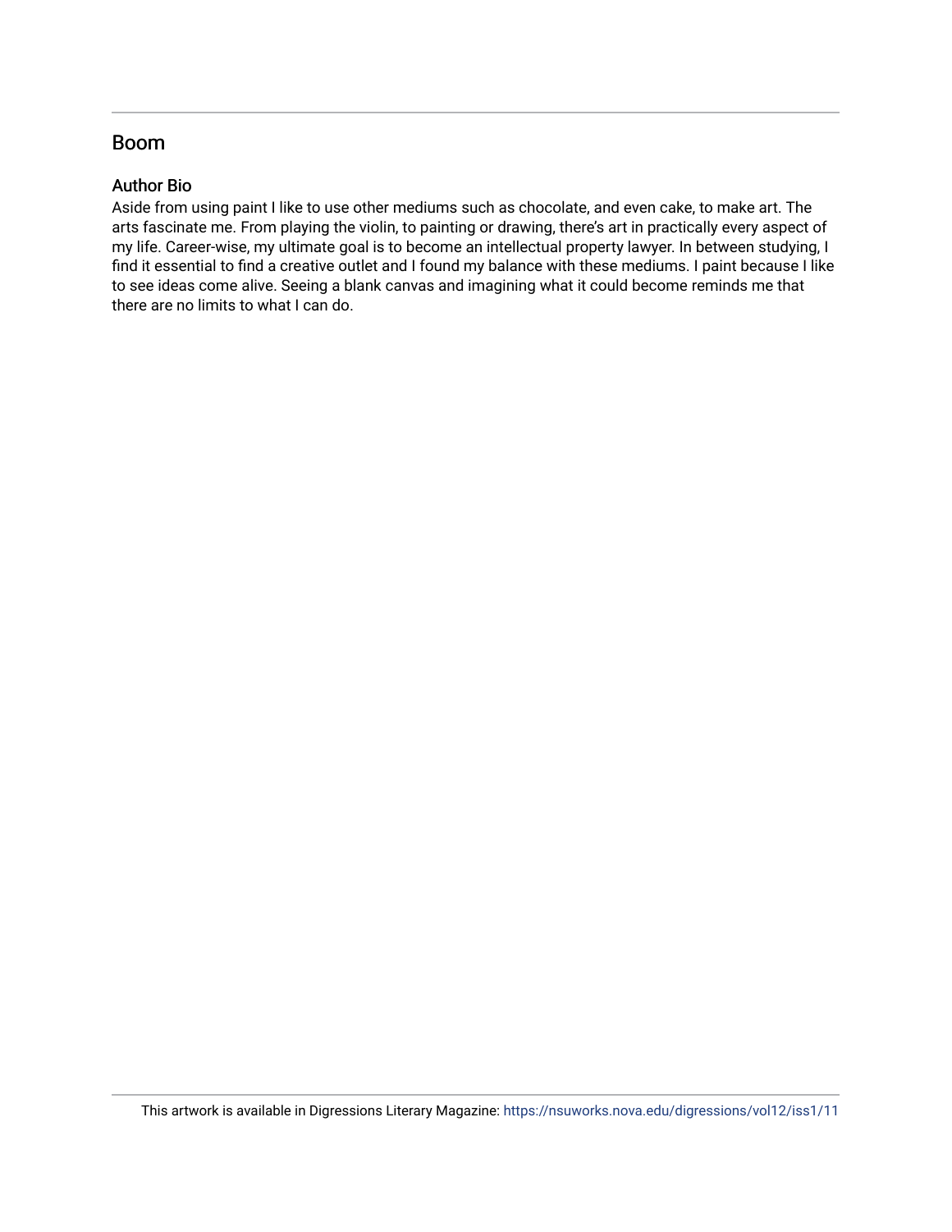## Boom

### Author Bio

Aside from using paint I like to use other mediums such as chocolate, and even cake, to make art. The arts fascinate me. From playing the violin, to painting or drawing, there's art in practically every aspect of my life. Career-wise, my ultimate goal is to become an intellectual property lawyer. In between studying, I find it essential to find a creative outlet and I found my balance with these mediums. I paint because I like to see ideas come alive. Seeing a blank canvas and imagining what it could become reminds me that there are no limits to what I can do.

This artwork is available in Digressions Literary Magazine: https://nsuworks.nova.edu/digressions/vol12/iss1/11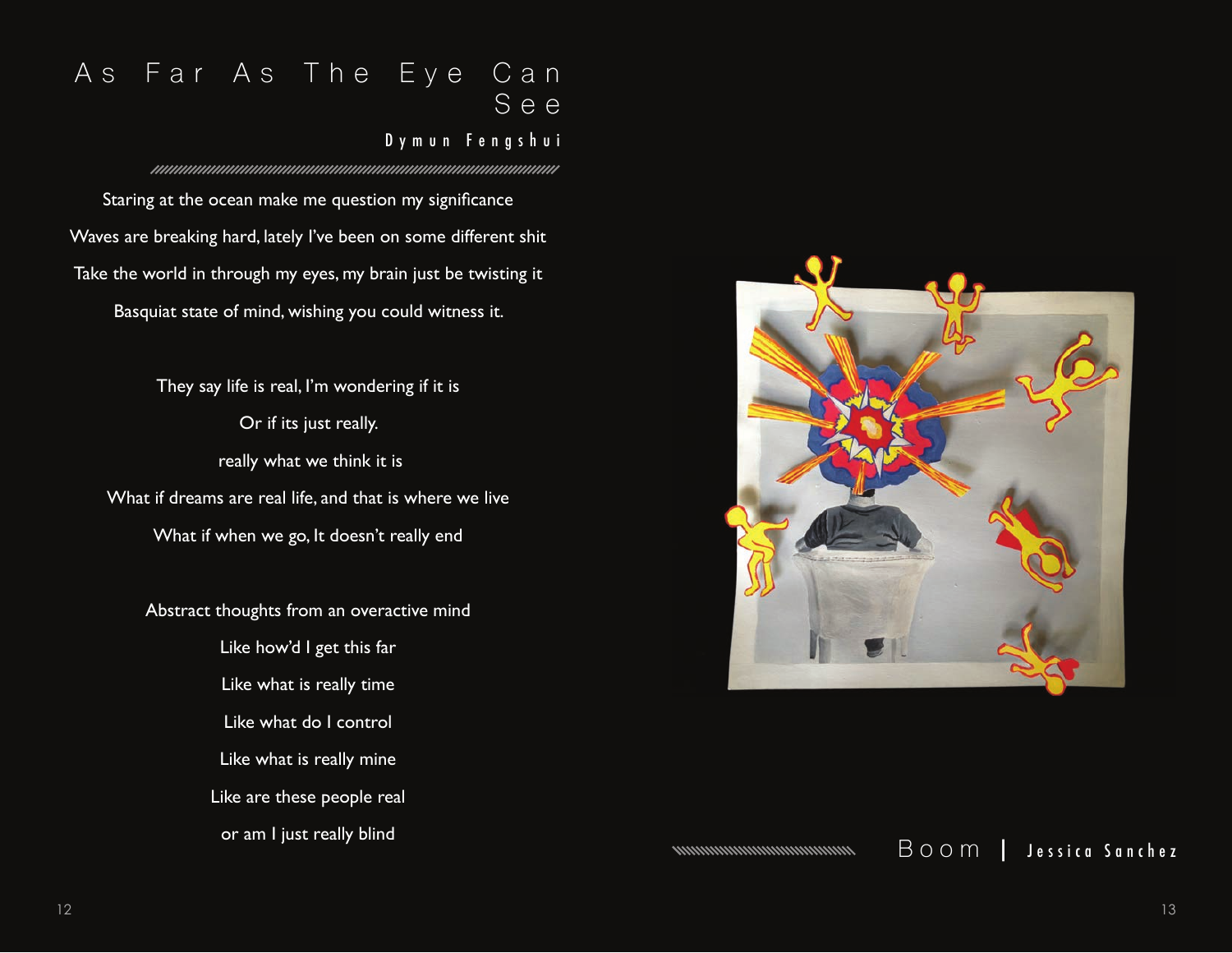# As Far As The Eye Can See

### Dymun Fengshui

Staring at the ocean make me question my significance

Waves are breaking hard, lately I've been on some different shit

Take the world in through my eyes, my brain just be twisting it

Basquiat state of mind, wishing you could witness it.

They say life is real, I'm wondering if it is

Or if its just really.

really what we think it is

What if dreams are real life, and that is where we live

What if when we go, It doesn't really end

Abstract thoughts from an overactive mind

Like how'd I get this far

Like what is really time

Like what do I control

Like what is really mine

Like are these people real

or am I just really blind

Boom | Jessica Sanchez